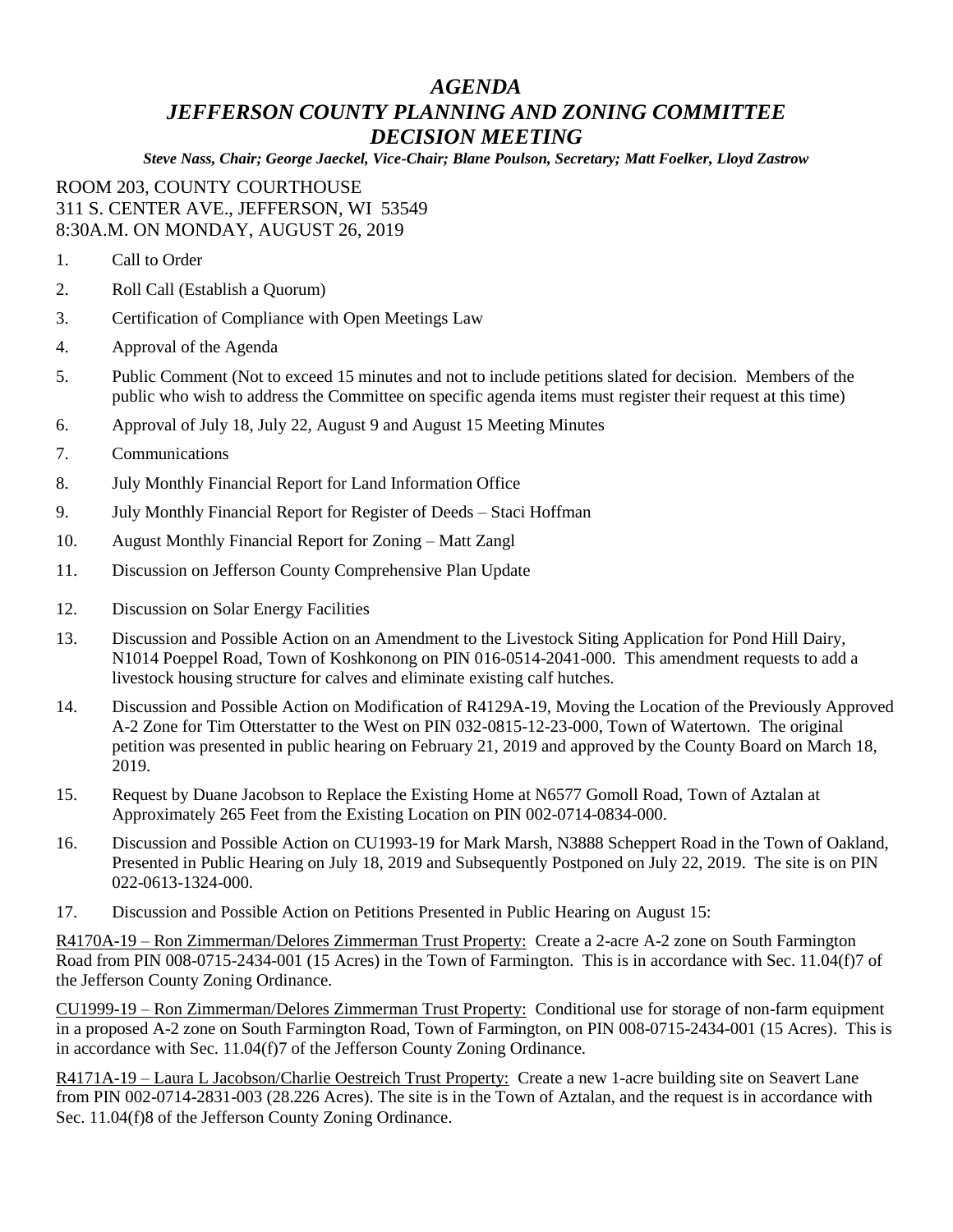# *AGENDA*
# *JEFFERSON COUNTY PLANNING AND ZONING COMMITTEE*
# *DECISION MEETING*

***Steve Nass, Chair; George Jaeckel, Vice-Chair; Blane Poulson, Secretary; Matt Foelker, Lloyd Zastrow***

ROOM 203, COUNTY COURTHOUSE
311 S. CENTER AVE., JEFFERSON, WI 53549
8:30A.M. ON MONDAY, AUGUST 26, 2019

1. Call to Order
2. Roll Call (Establish a Quorum)
3. Certification of Compliance with Open Meetings Law
4. Approval of the Agenda
5. Public Comment (Not to exceed 15 minutes and not to include petitions slated for decision. Members of the public who wish to address the Committee on specific agenda items must register their request at this time)
6. Approval of July 18, July 22, August 9 and August 15 Meeting Minutes
7. Communications
8. July Monthly Financial Report for Land Information Office
9. July Monthly Financial Report for Register of Deeds – Staci Hoffman
10. August Monthly Financial Report for Zoning – Matt Zangl
11. Discussion on Jefferson County Comprehensive Plan Update
12. Discussion on Solar Energy Facilities
13. Discussion and Possible Action on an Amendment to the Livestock Siting Application for Pond Hill Dairy, N1014 Poeppel Road, Town of Koshkonong on PIN 016-0514-2041-000. This amendment requests to add a livestock housing structure for calves and eliminate existing calf hutches.
14. Discussion and Possible Action on Modification of R4129A-19, Moving the Location of the Previously Approved A-2 Zone for Tim Otterstatter to the West on PIN 032-0815-12-23-000, Town of Watertown. The original petition was presented in public hearing on February 21, 2019 and approved by the County Board on March 18, 2019.
15. Request by Duane Jacobson to Replace the Existing Home at N6577 Gomoll Road, Town of Aztalan at Approximately 265 Feet from the Existing Location on PIN 002-0714-0834-000.
16. Discussion and Possible Action on CU1993-19 for Mark Marsh, N3888 Scheppert Road in the Town of Oakland, Presented in Public Hearing on July 18, 2019 and Subsequently Postponed on July 22, 2019. The site is on PIN 022-0613-1324-000.
17. Discussion and Possible Action on Petitions Presented in Public Hearing on August 15:

R4170A-19 – Ron Zimmerman/Delores Zimmerman Trust Property: Create a 2-acre A-2 zone on South Farmington Road from PIN 008-0715-2434-001 (15 Acres) in the Town of Farmington. This is in accordance with Sec. 11.04(f)7 of the Jefferson County Zoning Ordinance.

CU1999-19 – Ron Zimmerman/Delores Zimmerman Trust Property: Conditional use for storage of non-farm equipment in a proposed A-2 zone on South Farmington Road, Town of Farmington, on PIN 008-0715-2434-001 (15 Acres). This is in accordance with Sec. 11.04(f)7 of the Jefferson County Zoning Ordinance.

R4171A-19 – Laura L Jacobson/Charlie Oestreich Trust Property: Create a new 1-acre building site on Seavert Lane from PIN 002-0714-2831-003 (28.226 Acres). The site is in the Town of Aztalan, and the request is in accordance with Sec. 11.04(f)8 of the Jefferson County Zoning Ordinance.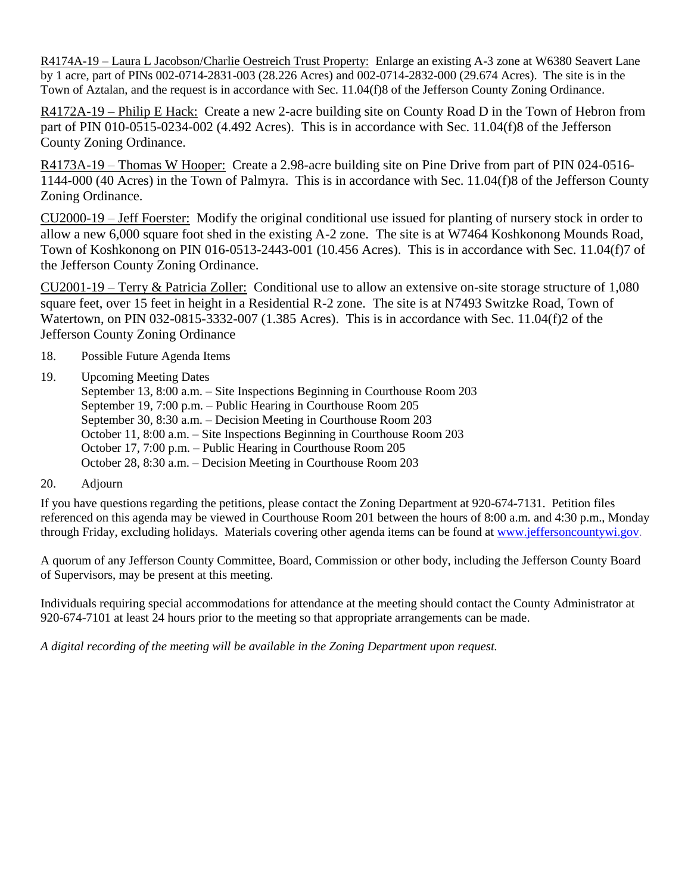R4174A-19 – Laura L Jacobson/Charlie Oestreich Trust Property: Enlarge an existing A-3 zone at W6380 Seavert Lane by 1 acre, part of PINs 002-0714-2831-003 (28.226 Acres) and 002-0714-2832-000 (29.674 Acres). The site is in the Town of Aztalan, and the request is in accordance with Sec. 11.04(f)8 of the Jefferson County Zoning Ordinance.

R4172A-19 – Philip E Hack: Create a new 2-acre building site on County Road D in the Town of Hebron from part of PIN 010-0515-0234-002 (4.492 Acres). This is in accordance with Sec. 11.04(f)8 of the Jefferson County Zoning Ordinance.

R4173A-19 – Thomas W Hooper: Create a 2.98-acre building site on Pine Drive from part of PIN 024-0516-1144-000 (40 Acres) in the Town of Palmyra. This is in accordance with Sec. 11.04(f)8 of the Jefferson County Zoning Ordinance.

CU2000-19 – Jeff Foerster: Modify the original conditional use issued for planting of nursery stock in order to allow a new 6,000 square foot shed in the existing A-2 zone. The site is at W7464 Koshkonong Mounds Road, Town of Koshkonong on PIN 016-0513-2443-001 (10.456 Acres). This is in accordance with Sec. 11.04(f)7 of the Jefferson County Zoning Ordinance.

CU2001-19 – Terry & Patricia Zoller: Conditional use to allow an extensive on-site storage structure of 1,080 square feet, over 15 feet in height in a Residential R-2 zone. The site is at N7493 Switzke Road, Town of Watertown, on PIN 032-0815-3332-007 (1.385 Acres). This is in accordance with Sec. 11.04(f)2 of the Jefferson County Zoning Ordinance

18. Possible Future Agenda Items

19. Upcoming Meeting Dates
    September 13, 8:00 a.m. – Site Inspections Beginning in Courthouse Room 203
    September 19, 7:00 p.m. – Public Hearing in Courthouse Room 205
    September 30, 8:30 a.m. – Decision Meeting in Courthouse Room 203
    October 11, 8:00 a.m. – Site Inspections Beginning in Courthouse Room 203
    October 17, 7:00 p.m. – Public Hearing in Courthouse Room 205
    October 28, 8:30 a.m. – Decision Meeting in Courthouse Room 203

20. Adjourn

If you have questions regarding the petitions, please contact the Zoning Department at 920-674-7131. Petition files referenced on this agenda may be viewed in Courthouse Room 201 between the hours of 8:00 a.m. and 4:30 p.m., Monday through Friday, excluding holidays. Materials covering other agenda items can be found at www.jeffersoncountywi.gov.

A quorum of any Jefferson County Committee, Board, Commission or other body, including the Jefferson County Board of Supervisors, may be present at this meeting.

Individuals requiring special accommodations for attendance at the meeting should contact the County Administrator at 920-674-7101 at least 24 hours prior to the meeting so that appropriate arrangements can be made.

*A digital recording of the meeting will be available in the Zoning Department upon request.*